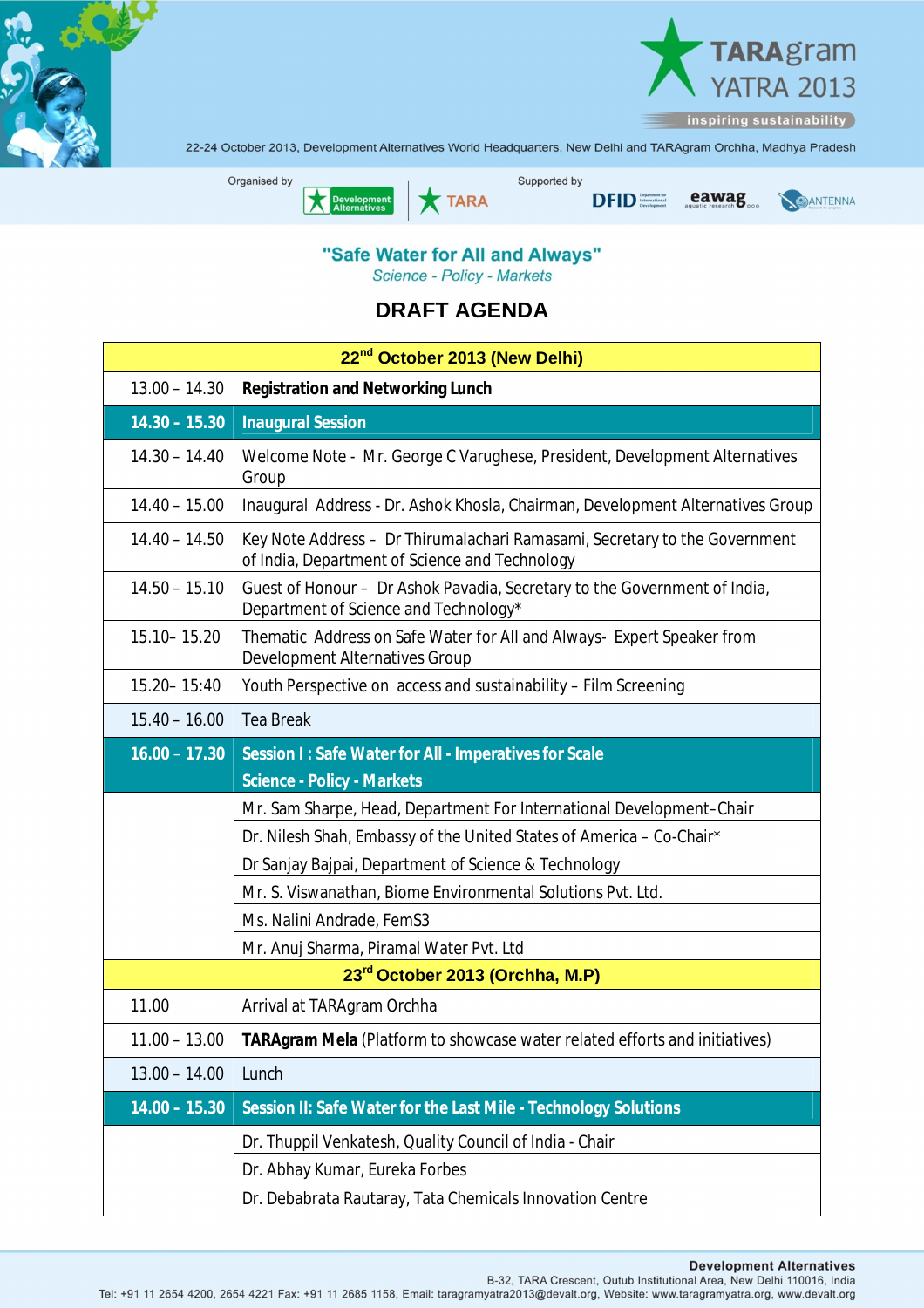TARAgram YATRA 2013

inspiring sustainability

22-24 October 2013, Development Alternatives World Headquarters, New Delhi and TARAgram Orchha, Madhya Pradesh

Organised by Development Alternatives, TARA

Supported by DFID, eawag, ANTENNA

## "Safe Water for All and Always"

*Science - Policy - Markets*

# DRAFT AGENDA

| 22nd October 2013 (New Delhi) | |
|---|---|
| 13.00 – 14.30 | **Registration and Networking Lunch** |
| **14.30 - 15.30** | **Inaugural Session** |
| 14.30 – 14.40 | Welcome Note - Mr. George C Varughese, President, Development Alternatives Group |
| 14.40 – 15.00 | Inaugural Address - Dr. Ashok Khosla, Chairman, Development Alternatives Group |
| 14.40 – 14.50 | Key Note Address – Dr Thirumalachari Ramasami, Secretary to the Government of India, Department of Science and Technology |
| 14.50 – 15.10 | Guest of Honour – Dr Ashok Pavadia, Secretary to the Government of India, Department of Science and Technology* |
| 15.10– 15.20 | Thematic Address on Safe Water for All and Always- Expert Speaker from Development Alternatives Group |
| 15.20– 15:40 | Youth Perspective on access and sustainability – Film Screening |
| 15.40 – 16.00 | Tea Break |
| **16.00 – 17.30** | **Session I : Safe Water for All - Imperatives for Scale Science - Policy - Markets** |
| | Mr. Sam Sharpe, Head, Department For International Development–Chair |
| | Dr. Nilesh Shah, Embassy of the United States of America – Co-Chair* |
| | Dr Sanjay Bajpai, Department of Science & Technology |
| | Mr. S. Viswanathan, Biome Environmental Solutions Pvt. Ltd. |
| | Ms. Nalini Andrade, FemS3 |
| | Mr. Anuj Sharma, Piramal Water Pvt. Ltd |
| **23rd October 2013 (Orchha, M.P)** | |
| 11.00 | Arrival at TARAgram Orchha |
| 11.00 – 13.00 | **TARAgram Mela** (Platform to showcase water related efforts and initiatives) |
| 13.00 – 14.00 | Lunch |
| **14.00 - 15.30** | **Session II: Safe Water for the Last Mile - Technology Solutions** |
| | Dr. Thuppil Venkatesh, Quality Council of India - Chair |
| | Dr. Abhay Kumar, Eureka Forbes |
| | Dr. Debabrata Rautaray, Tata Chemicals Innovation Centre |

**Development Alternatives**
B-32, TARA Crescent, Qutub Institutional Area, New Delhi 110016, India
Tel: +91 11 2654 4200, 2654 4221 Fax: +91 11 2685 1158, Email: taragramyatra2013@devalt.org, Website: www.taragramyatra.org, www.devalt.org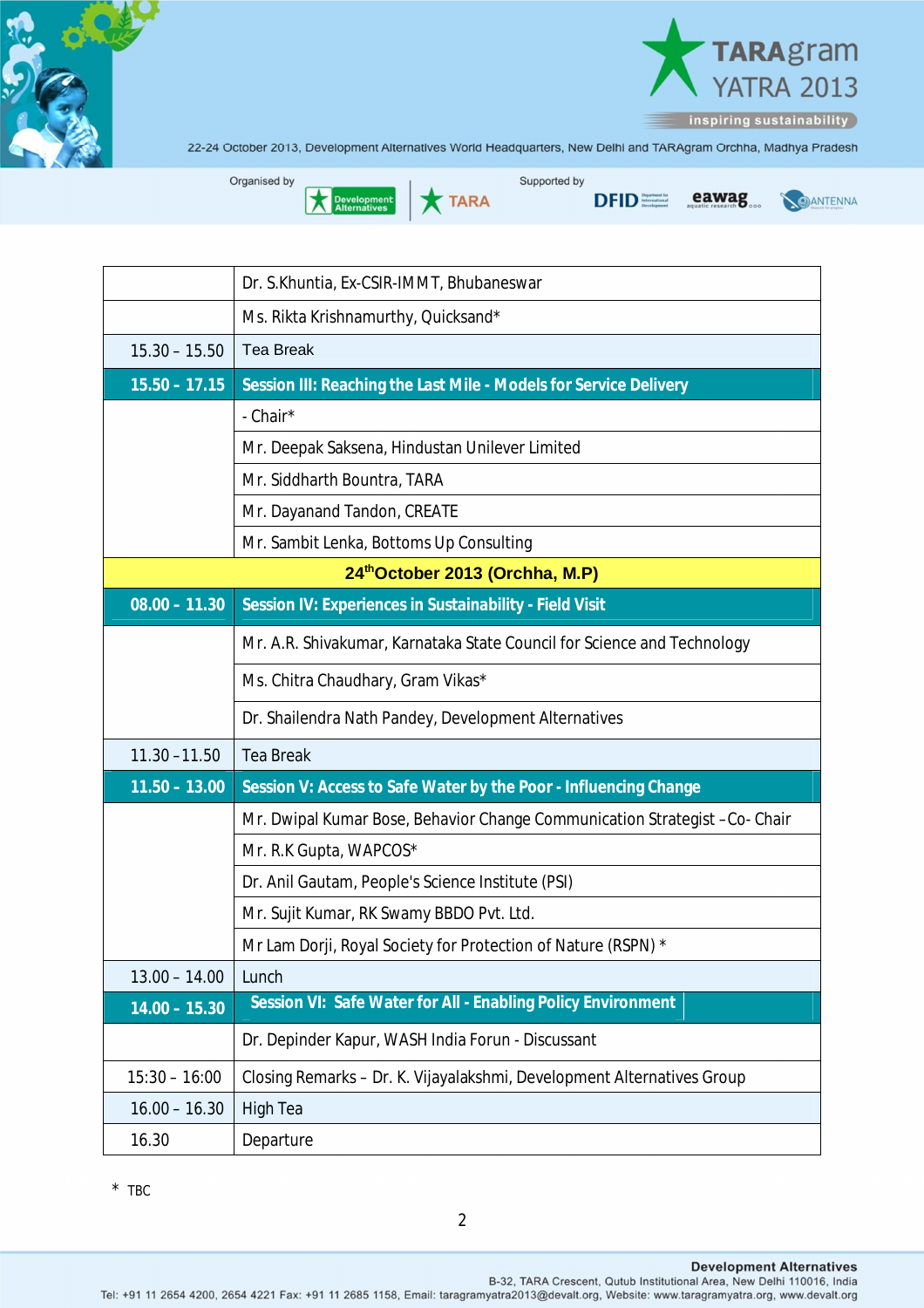| | |
|---|---|
| | Dr. S.Khuntia, Ex-CSIR-IMMT, Bhubaneswar |
| | Ms. Rikta Krishnamurthy, Quicksand* |
| 15.30 – 15.50 | Tea Break |
| **15.50 - 17.15** | **Session III: Reaching the Last Mile - Models for Service Delivery** |
| | - Chair* |
| | Mr. Deepak Saksena, Hindustan Unilever Limited |
| | Mr. Siddharth Bountra, TARA |
| | Mr. Dayanand Tandon, CREATE |
| | Mr. Sambit Lenka, Bottoms Up Consulting |
| | **24th October 2013 (Orchha, M.P)** |
| **08.00 - 11.30** | **Session IV: Experiences in Sustainability - Field Visit** |
| | Mr. A.R. Shivakumar, Karnataka State Council for Science and Technology |
| | Ms. Chitra Chaudhary, Gram Vikas* |
| | Dr. Shailendra Nath Pandey, Development Alternatives |
| 11.30 –11.50 | Tea Break |
| **11.50 - 13.00** | **Session V: Access to Safe Water by the Poor - Influencing Change** |
| | Mr. Dwipal Kumar Bose, Behavior Change Communication Strategist –Co- Chair |
| | Mr. R.K Gupta, WAPCOS* |
| | Dr. Anil Gautam, People's Science Institute (PSI) |
| | Mr. Sujit Kumar, RK Swamy BBDO Pvt. Ltd. |
| | Mr Lam Dorji, Royal Society for Protection of Nature (RSPN) * |
| 13.00 – 14.00 | Lunch |
| **14.00 - 15.30** | **Session VI: Safe Water for All - Enabling Policy Environment** |
| | Dr. Depinder Kapur, WASH India Forun - Discussant |
| 15:30 – 16:00 | Closing Remarks – Dr. K. Vijayalakshmi, Development Alternatives Group |
| 16.00 – 16.30 | High Tea |
| 16.30 | Departure |

\* TBC